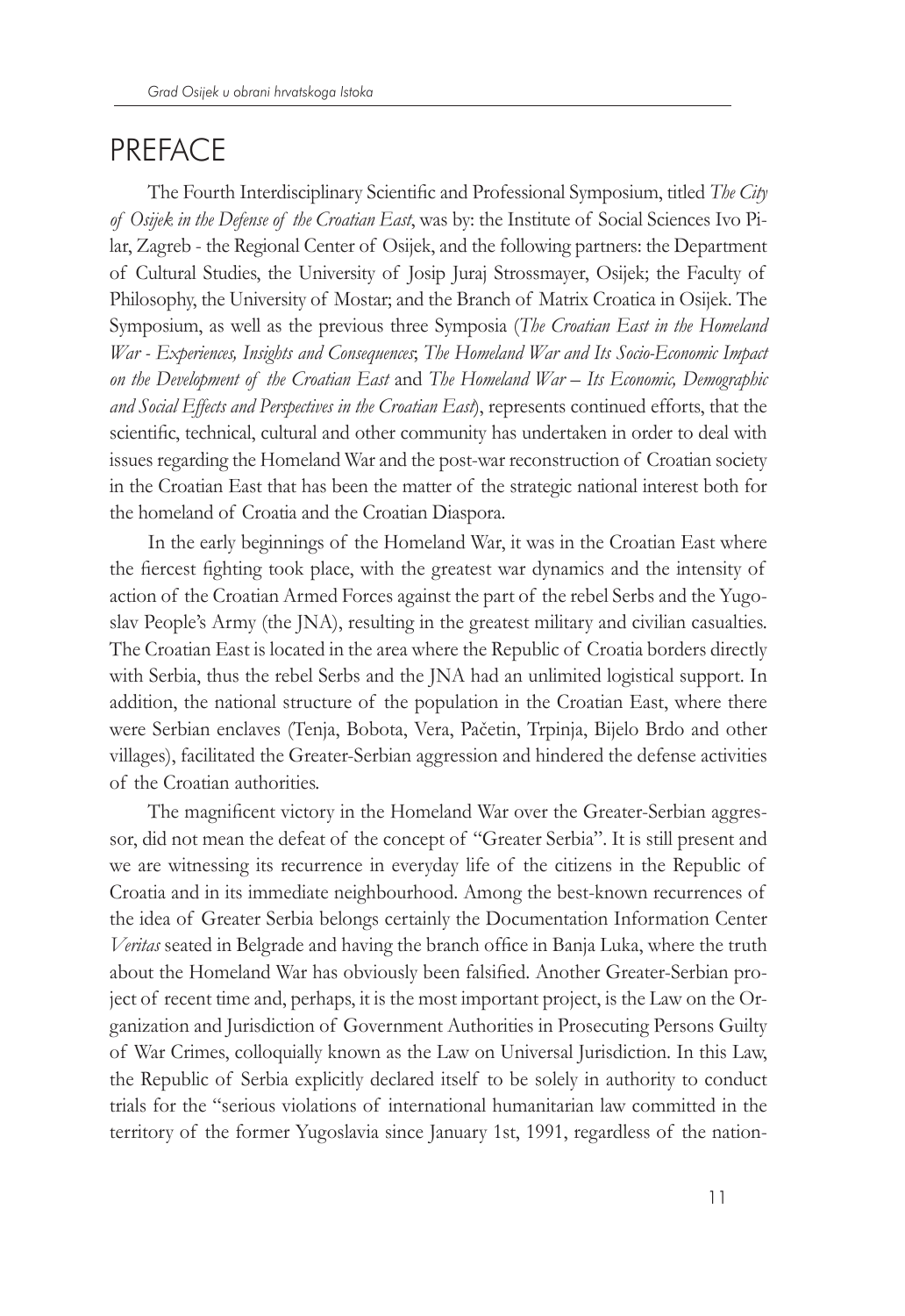# PREFACE

The Fourth Interdisciplinary Scientific and Professional Symposium, titled *The City of Osijek in the Defense of the Croatian East*, was by: the Institute of Social Sciences Ivo Pilar, Zagreb - the Regional Center of Osijek, and the following partners: the Department of Cultural Studies, the University of Josip Juraj Strossmayer, Osijek; the Faculty of Philosophy, the University of Mostar; and the Branch of Matrix Croatica in Osijek. The Symposium, as well as the previous three Symposia (*The Croatian East in the Homeland War - Experiences, Insights and Consequences*; *The Homeland War and Its Socio-Economic Impact on the Development of the Croatian East* and *The Homeland War – Its Economic, Demographic and Social Effects and Perspectives in the Croatian East*), represents continued efforts, that the scientific, technical, cultural and other community has undertaken in order to deal with issues regarding the Homeland War and the post-war reconstruction of Croatian society in the Croatian East that has been the matter of the strategic national interest both for the homeland of Croatia and the Croatian Diaspora.

In the early beginnings of the Homeland War, it was in the Croatian East where the fiercest fighting took place, with the greatest war dynamics and the intensity of action of the Croatian Armed Forces against the part of the rebel Serbs and the Yugoslav People's Army (the JNA), resulting in the greatest military and civilian casualties. The Croatian East is located in the area where the Republic of Croatia borders directly with Serbia, thus the rebel Serbs and the JNA had an unlimited logistical support. In addition, the national structure of the population in the Croatian East, where there were Serbian enclaves (Tenja, Bobota, Vera, Pačetin, Trpinja, Bijelo Brdo and other villages), facilitated the Greater-Serbian aggression and hindered the defense activities of the Croatian authorities.

The magnificent victory in the Homeland War over the Greater-Serbian aggressor, did not mean the defeat of the concept of "Greater Serbia". It is still present and we are witnessing its recurrence in everyday life of the citizens in the Republic of Croatia and in its immediate neighbourhood. Among the best-known recurrences of the idea of Greater Serbia belongs certainly the Documentation Information Center *Veritas* seated in Belgrade and having the branch office in Banja Luka, where the truth about the Homeland War has obviously been falsified. Another Greater-Serbian project of recent time and, perhaps, it is the most important project, is the Law on the Organization and Jurisdiction of Government Authorities in Prosecuting Persons Guilty of War Crimes, colloquially known as the Law on Universal Jurisdiction. In this Law, the Republic of Serbia explicitly declared itself to be solely in authority to conduct trials for the "serious violations of international humanitarian law committed in the territory of the former Yugoslavia since January 1st, 1991, regardless of the nation-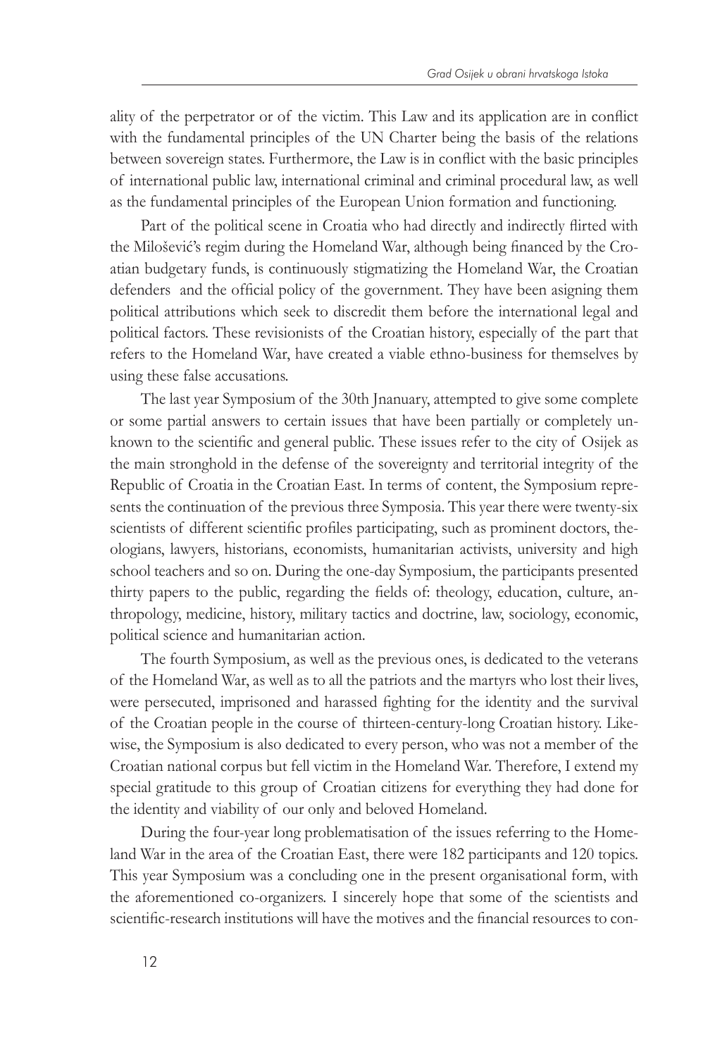ality of the perpetrator or of the victim. This Law and its application are in conflict with the fundamental principles of the UN Charter being the basis of the relations between sovereign states. Furthermore, the Law is in conflict with the basic principles of international public law, international criminal and criminal procedural law, as well as the fundamental principles of the European Union formation and functioning.

Part of the political scene in Croatia who had directly and indirectly flirted with the Milošević's regim during the Homeland War, although being financed by the Croatian budgetary funds, is continuously stigmatizing the Homeland War, the Croatian defenders and the official policy of the government. They have been asigning them political attributions which seek to discredit them before the international legal and political factors. These revisionists of the Croatian history, especially of the part that refers to the Homeland War, have created a viable ethno-business for themselves by using these false accusations.

The last year Symposium of the 30th Jnanuary, attempted to give some complete or some partial answers to certain issues that have been partially or completely unknown to the scientific and general public. These issues refer to the city of Osijek as the main stronghold in the defense of the sovereignty and territorial integrity of the Republic of Croatia in the Croatian East. In terms of content, the Symposium represents the continuation of the previous three Symposia. This year there were twenty-six scientists of different scientific profiles participating, such as prominent doctors, theologians, lawyers, historians, economists, humanitarian activists, university and high school teachers and so on. During the one-day Symposium, the participants presented thirty papers to the public, regarding the fields of: theology, education, culture, anthropology, medicine, history, military tactics and doctrine, law, sociology, economic, political science and humanitarian action.

The fourth Symposium, as well as the previous ones, is dedicated to the veterans of the Homeland War, as well as to all the patriots and the martyrs who lost their lives, were persecuted, imprisoned and harassed fighting for the identity and the survival of the Croatian people in the course of thirteen-century-long Croatian history. Likewise, the Symposium is also dedicated to every person, who was not a member of the Croatian national corpus but fell victim in the Homeland War. Therefore, I extend my special gratitude to this group of Croatian citizens for everything they had done for the identity and viability of our only and beloved Homeland.

During the four-year long problematisation of the issues referring to the Homeland War in the area of the Croatian East, there were 182 participants and 120 topics. This year Symposium was a concluding one in the present organisational form, with the aforementioned co-organizers. I sincerely hope that some of the scientists and scientific-research institutions will have the motives and the financial resources to con-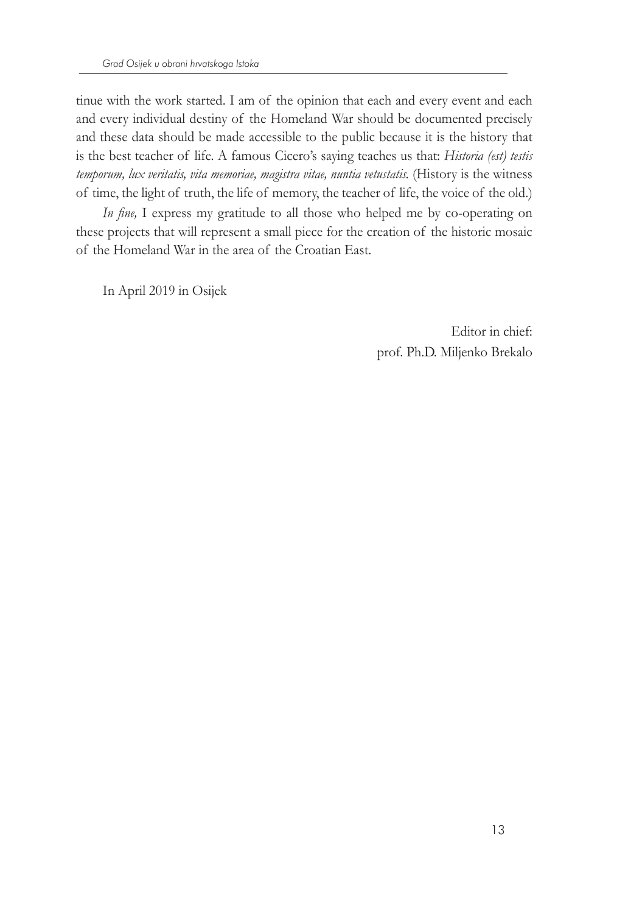tinue with the work started. I am of the opinion that each and every event and each and every individual destiny of the Homeland War should be documented precisely and these data should be made accessible to the public because it is the history that is the best teacher of life. A famous Cicero's saying teaches us that: *Historia (est) testis temporum, lux veritatis, vita memoriae, magistra vitae, nuntia vetustatis.* (History is the witness of time, the light of truth, the life of memory, the teacher of life, the voice of the old.)

*In fine,* I express my gratitude to all those who helped me by co-operating on these projects that will represent a small piece for the creation of the historic mosaic of the Homeland War in the area of the Croatian East.

In April 2019 in Osijek

Editor in chief:
prof. Ph.D. Miljenko Brekalo